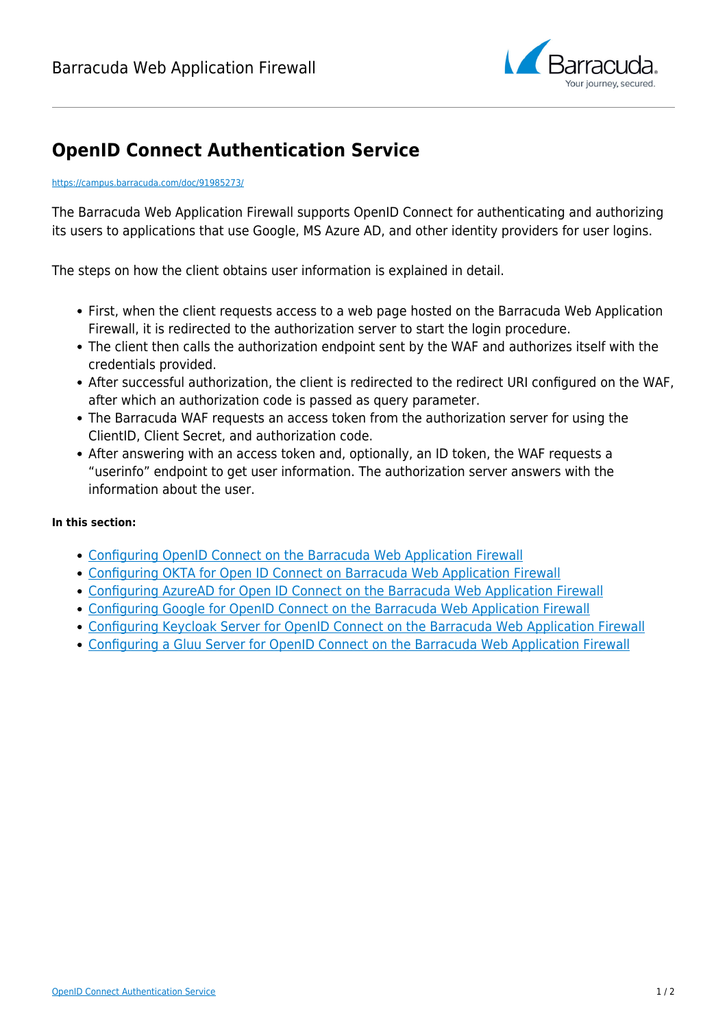# OpenID Connect Authentication Service

https://campus.barracuda.com/doc/91985273/

The Barracuda Web Application Firewall supports OpenID Connect for authenticating and authorizing its users to applications that use Google, MS Azure AD, and other identity providers for user logins.

The steps on how the client obtains user information is explained in detail.

- First, when the client requests access to a web page hosted on the Barracuda Web Application Firewall, it is redirected to the authorization server to start the login procedure.
- The client then calls the authorization endpoint sent by the WAF and authorizes itself with the credentials provided.
- After successful authorization, the client is redirected to the redirect URI configured on the WAF, after which an authorization code is passed as query parameter.
- The Barracuda WAF requests an access token from the authorization server for using the ClientID, Client Secret, and authorization code.
- After answering with an access token and, optionally, an ID token, the WAF requests a “userinfo” endpoint to get user information. The authorization server answers with the information about the user.

**In this section:**

- Configuring OpenID Connect on the Barracuda Web Application Firewall
- Configuring OKTA for Open ID Connect on Barracuda Web Application Firewall
- Configuring AzureAD for Open ID Connect on the Barracuda Web Application Firewall
- Configuring Google for OpenID Connect on the Barracuda Web Application Firewall
- Configuring Keycloak Server for OpenID Connect on the Barracuda Web Application Firewall
- Configuring a Gluu Server for OpenID Connect on the Barracuda Web Application Firewall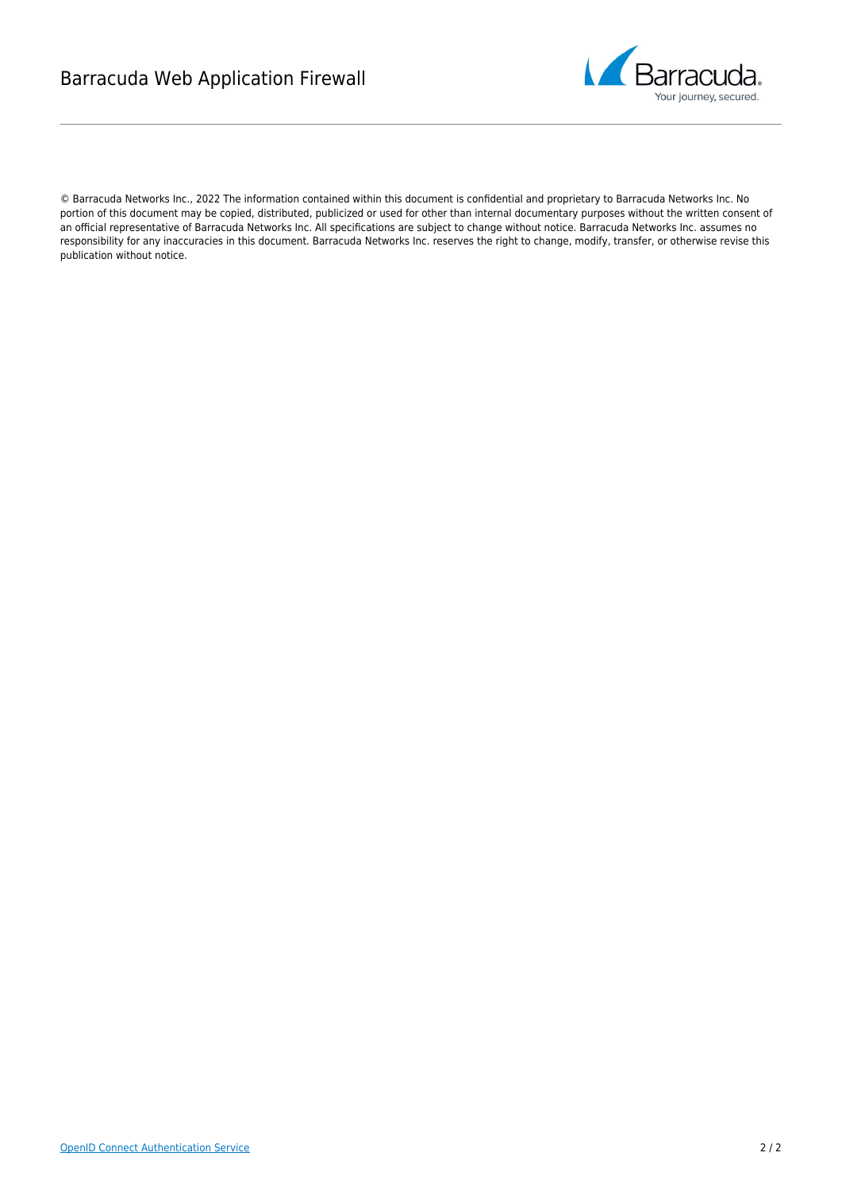© Barracuda Networks Inc., 2022 The information contained within this document is confidential and proprietary to Barracuda Networks Inc. No portion of this document may be copied, distributed, publicized or used for other than internal documentary purposes without the written consent of an official representative of Barracuda Networks Inc. All specifications are subject to change without notice. Barracuda Networks Inc. assumes no responsibility for any inaccuracies in this document. Barracuda Networks Inc. reserves the right to change, modify, transfer, or otherwise revise this publication without notice.